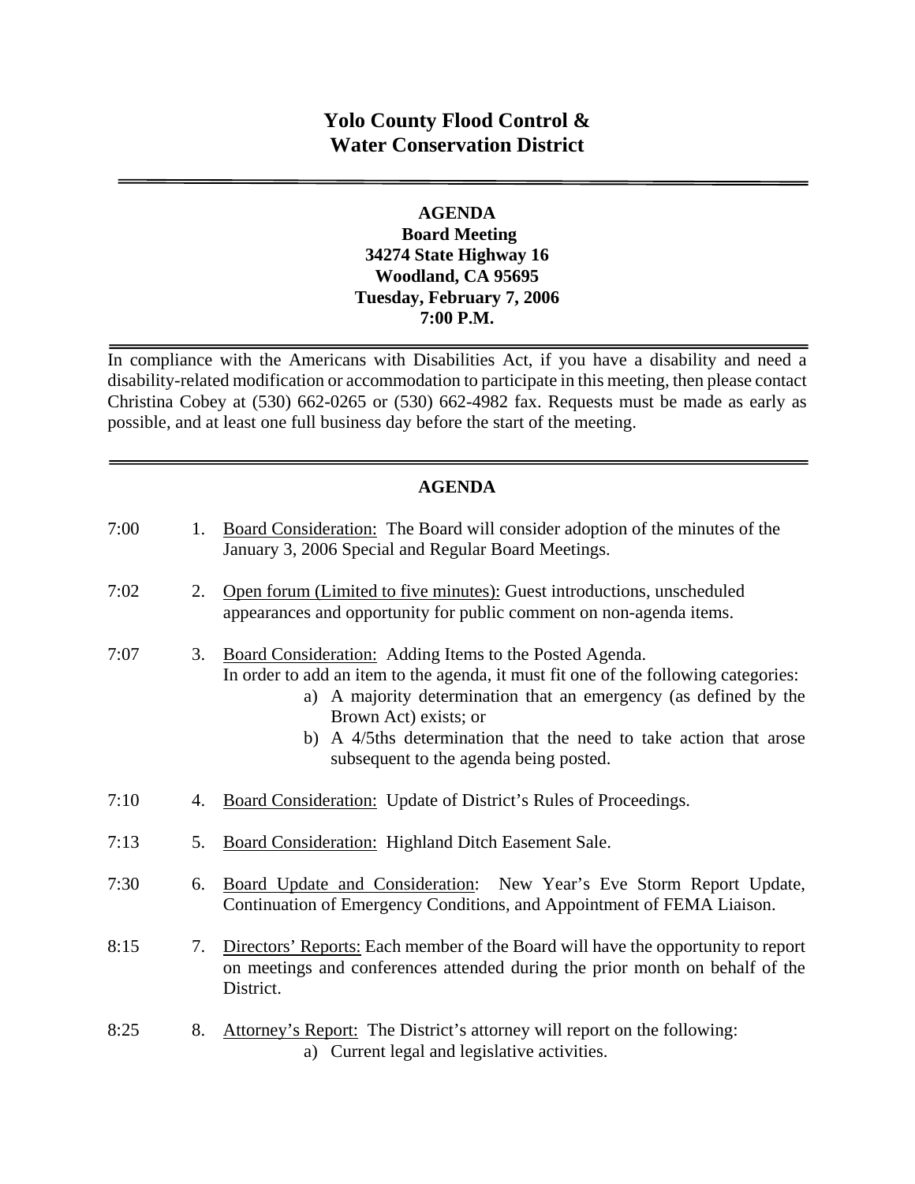# Yolo County Flood Control & Water Conservation District

---

**AGENDA**
**Board Meeting**
**34274 State Highway 16**
**Woodland, CA 95695**
**Tuesday, February 7, 2006**
**7:00 P.M.**

---

In compliance with the Americans with Disabilities Act, if you have a disability and need a disability-related modification or accommodation to participate in this meeting, then please contact Christina Cobey at (530) 662-0265 or (530) 662-4982 fax. Requests must be made as early as possible, and at least one full business day before the start of the meeting.

---

## AGENDA

7:00 1. Board Consideration: The Board will consider adoption of the minutes of the January 3, 2006 Special and Regular Board Meetings.

7:02 2. Open forum (Limited to five minutes): Guest introductions, unscheduled appearances and opportunity for public comment on non-agenda items.

7:07 3. Board Consideration: Adding Items to the Posted Agenda.
In order to add an item to the agenda, it must fit one of the following categories:
   a) A majority determination that an emergency (as defined by the Brown Act) exists; or
   b) A 4/5ths determination that the need to take action that arose subsequent to the agenda being posted.

7:10 4. Board Consideration: Update of District's Rules of Proceedings.

7:13 5. Board Consideration: Highland Ditch Easement Sale.

7:30 6. Board Update and Consideration: New Year's Eve Storm Report Update, Continuation of Emergency Conditions, and Appointment of FEMA Liaison.

8:15 7. Directors' Reports: Each member of the Board will have the opportunity to report on meetings and conferences attended during the prior month on behalf of the District.

8:25 8. Attorney's Report: The District's attorney will report on the following:
   a) Current legal and legislative activities.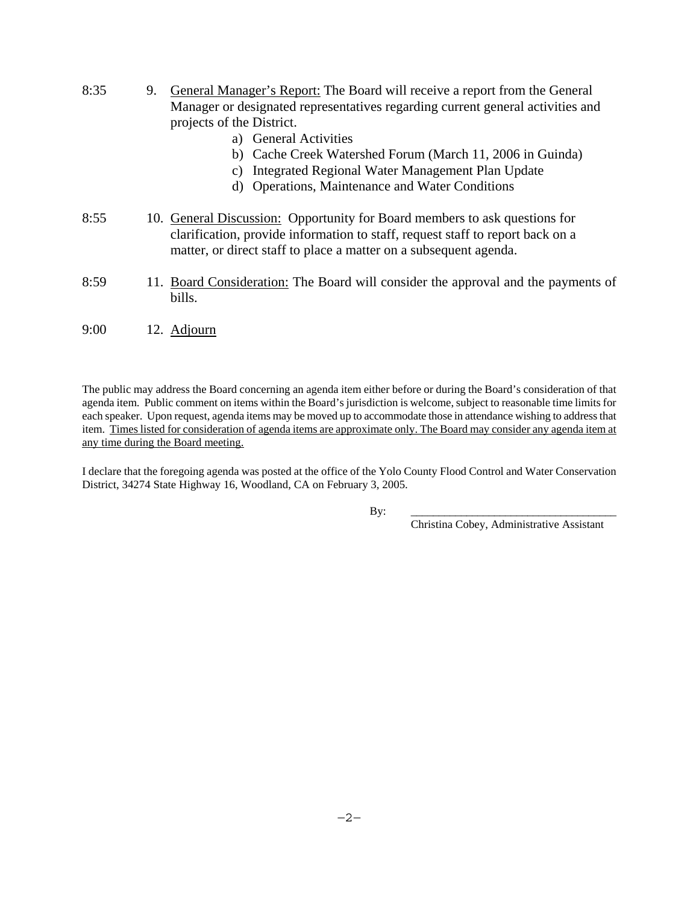8:35 9. General Manager's Report: The Board will receive a report from the General Manager or designated representatives regarding current general activities and projects of the District.

   a) General Activities
   b) Cache Creek Watershed Forum (March 11, 2006 in Guinda)
   c) Integrated Regional Water Management Plan Update
   d) Operations, Maintenance and Water Conditions

8:55 10. General Discussion: Opportunity for Board members to ask questions for clarification, provide information to staff, request staff to report back on a matter, or direct staff to place a matter on a subsequent agenda.

8:59 11. Board Consideration: The Board will consider the approval and the payments of bills.

9:00 12. Adjourn

The public may address the Board concerning an agenda item either before or during the Board's consideration of that agenda item. Public comment on items within the Board's jurisdiction is welcome, subject to reasonable time limits for each speaker. Upon request, agenda items may be moved up to accommodate those in attendance wishing to address that item. Times listed for consideration of agenda items are approximate only. The Board may consider any agenda item at any time during the Board meeting.

I declare that the foregoing agenda was posted at the office of the Yolo County Flood Control and Water Conservation District, 34274 State Highway 16, Woodland, CA on February 3, 2005.

By: ____________________________________

Christina Cobey, Administrative Assistant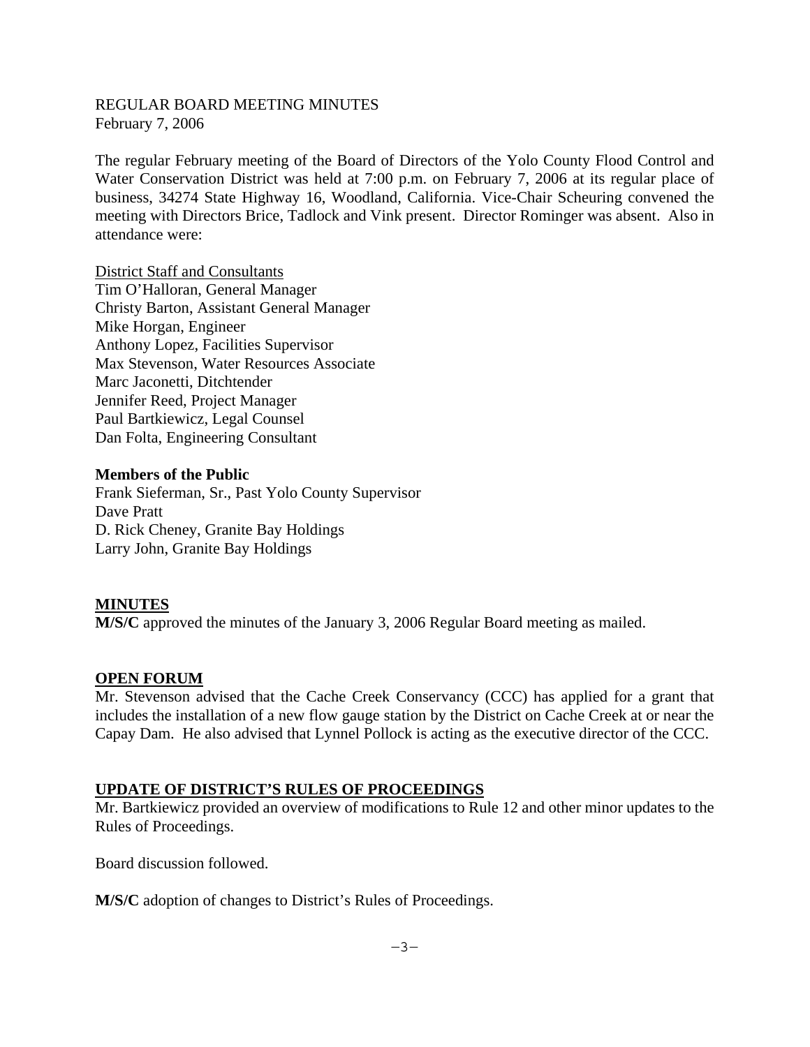REGULAR BOARD MEETING MINUTES
February 7, 2006

The regular February meeting of the Board of Directors of the Yolo County Flood Control and Water Conservation District was held at 7:00 p.m. on February 7, 2006 at its regular place of business, 34274 State Highway 16, Woodland, California. Vice-Chair Scheuring convened the meeting with Directors Brice, Tadlock and Vink present. Director Rominger was absent. Also in attendance were:

District Staff and Consultants
Tim O'Halloran, General Manager
Christy Barton, Assistant General Manager
Mike Horgan, Engineer
Anthony Lopez, Facilities Supervisor
Max Stevenson, Water Resources Associate
Marc Jaconetti, Ditchtender
Jennifer Reed, Project Manager
Paul Bartkiewicz, Legal Counsel
Dan Folta, Engineering Consultant

**Members of the Public**
Frank Sieferman, Sr., Past Yolo County Supervisor
Dave Pratt
D. Rick Cheney, Granite Bay Holdings
Larry John, Granite Bay Holdings

**MINUTES**

**M/S/C** approved the minutes of the January 3, 2006 Regular Board meeting as mailed.

**OPEN FORUM**

Mr. Stevenson advised that the Cache Creek Conservancy (CCC) has applied for a grant that includes the installation of a new flow gauge station by the District on Cache Creek at or near the Capay Dam. He also advised that Lynnel Pollock is acting as the executive director of the CCC.

**UPDATE OF DISTRICT'S RULES OF PROCEEDINGS**

Mr. Bartkiewicz provided an overview of modifications to Rule 12 and other minor updates to the Rules of Proceedings.

Board discussion followed.

**M/S/C** adoption of changes to District's Rules of Proceedings.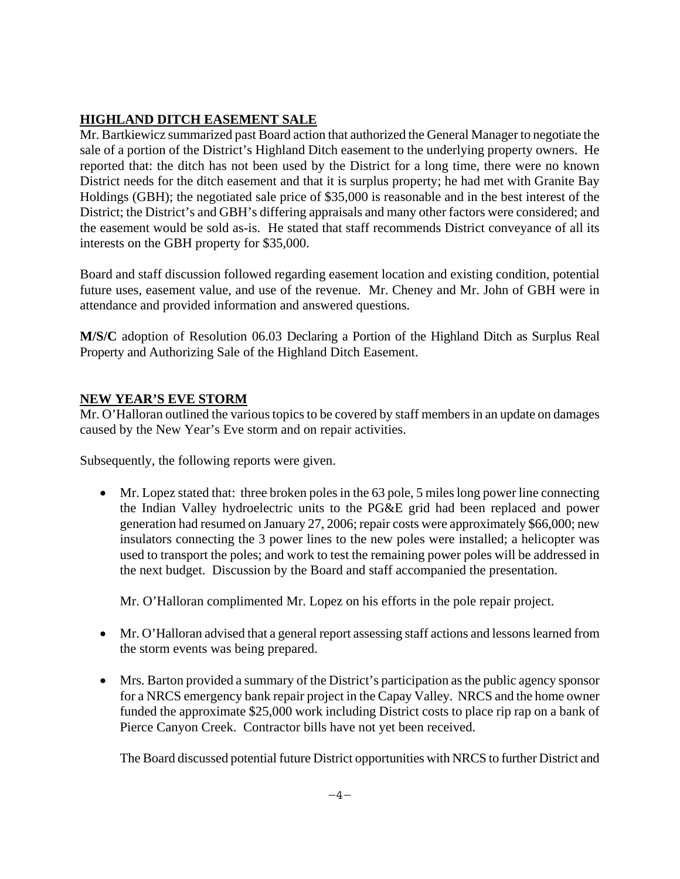## HIGHLAND DITCH EASEMENT SALE

Mr. Bartkiewicz summarized past Board action that authorized the General Manager to negotiate the sale of a portion of the District's Highland Ditch easement to the underlying property owners. He reported that: the ditch has not been used by the District for a long time, there were no known District needs for the ditch easement and that it is surplus property; he had met with Granite Bay Holdings (GBH); the negotiated sale price of $35,000 is reasonable and in the best interest of the District; the District's and GBH's differing appraisals and many other factors were considered; and the easement would be sold as-is. He stated that staff recommends District conveyance of all its interests on the GBH property for $35,000.

Board and staff discussion followed regarding easement location and existing condition, potential future uses, easement value, and use of the revenue. Mr. Cheney and Mr. John of GBH were in attendance and provided information and answered questions.

**M/S/C** adoption of Resolution 06.03 Declaring a Portion of the Highland Ditch as Surplus Real Property and Authorizing Sale of the Highland Ditch Easement.

## NEW YEAR'S EVE STORM

Mr. O'Halloran outlined the various topics to be covered by staff members in an update on damages caused by the New Year's Eve storm and on repair activities.

Subsequently, the following reports were given.

- Mr. Lopez stated that: three broken poles in the 63 pole, 5 miles long power line connecting the Indian Valley hydroelectric units to the PG&E grid had been replaced and power generation had resumed on January 27, 2006; repair costs were approximately $66,000; new insulators connecting the 3 power lines to the new poles were installed; a helicopter was used to transport the poles; and work to test the remaining power poles will be addressed in the next budget. Discussion by the Board and staff accompanied the presentation.

  Mr. O'Halloran complimented Mr. Lopez on his efforts in the pole repair project.

- Mr. O'Halloran advised that a general report assessing staff actions and lessons learned from the storm events was being prepared.

- Mrs. Barton provided a summary of the District's participation as the public agency sponsor for a NRCS emergency bank repair project in the Capay Valley. NRCS and the home owner funded the approximate $25,000 work including District costs to place rip rap on a bank of Pierce Canyon Creek. Contractor bills have not yet been received.

  The Board discussed potential future District opportunities with NRCS to further District and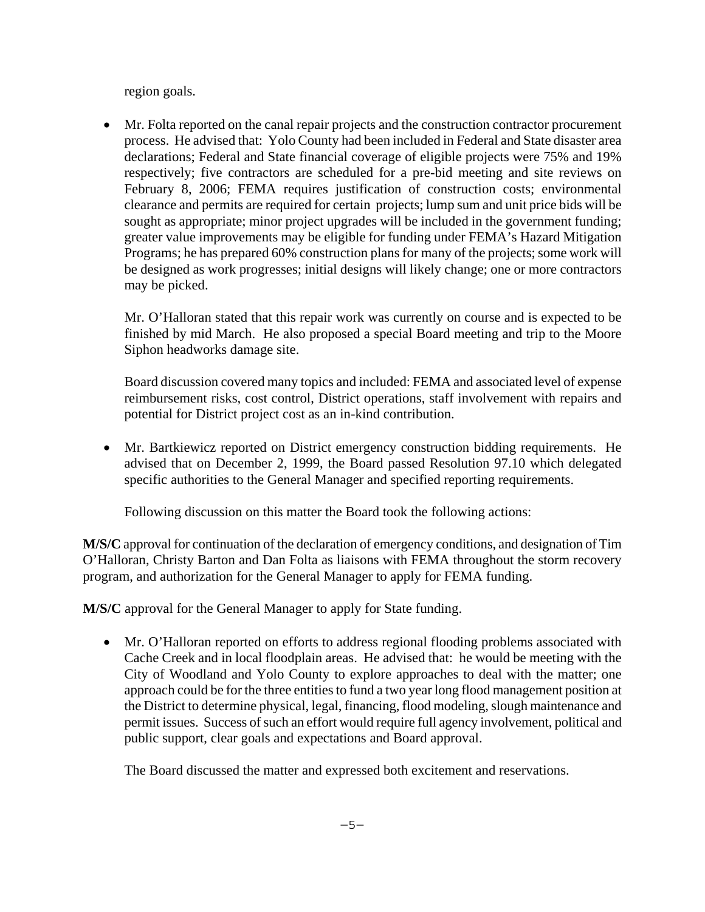region goals.

- Mr. Folta reported on the canal repair projects and the construction contractor procurement process. He advised that: Yolo County had been included in Federal and State disaster area declarations; Federal and State financial coverage of eligible projects were 75% and 19% respectively; five contractors are scheduled for a pre-bid meeting and site reviews on February 8, 2006; FEMA requires justification of construction costs; environmental clearance and permits are required for certain projects; lump sum and unit price bids will be sought as appropriate; minor project upgrades will be included in the government funding; greater value improvements may be eligible for funding under FEMA's Hazard Mitigation Programs; he has prepared 60% construction plans for many of the projects; some work will be designed as work progresses; initial designs will likely change; one or more contractors may be picked.

  Mr. O'Halloran stated that this repair work was currently on course and is expected to be finished by mid March. He also proposed a special Board meeting and trip to the Moore Siphon headworks damage site.

  Board discussion covered many topics and included: FEMA and associated level of expense reimbursement risks, cost control, District operations, staff involvement with repairs and potential for District project cost as an in-kind contribution.

- Mr. Bartkiewicz reported on District emergency construction bidding requirements. He advised that on December 2, 1999, the Board passed Resolution 97.10 which delegated specific authorities to the General Manager and specified reporting requirements.

  Following discussion on this matter the Board took the following actions:

**M/S/C** approval for continuation of the declaration of emergency conditions, and designation of Tim O'Halloran, Christy Barton and Dan Folta as liaisons with FEMA throughout the storm recovery program, and authorization for the General Manager to apply for FEMA funding.

**M/S/C** approval for the General Manager to apply for State funding.

- Mr. O'Halloran reported on efforts to address regional flooding problems associated with Cache Creek and in local floodplain areas. He advised that: he would be meeting with the City of Woodland and Yolo County to explore approaches to deal with the matter; one approach could be for the three entities to fund a two year long flood management position at the District to determine physical, legal, financing, flood modeling, slough maintenance and permit issues. Success of such an effort would require full agency involvement, political and public support, clear goals and expectations and Board approval.

  The Board discussed the matter and expressed both excitement and reservations.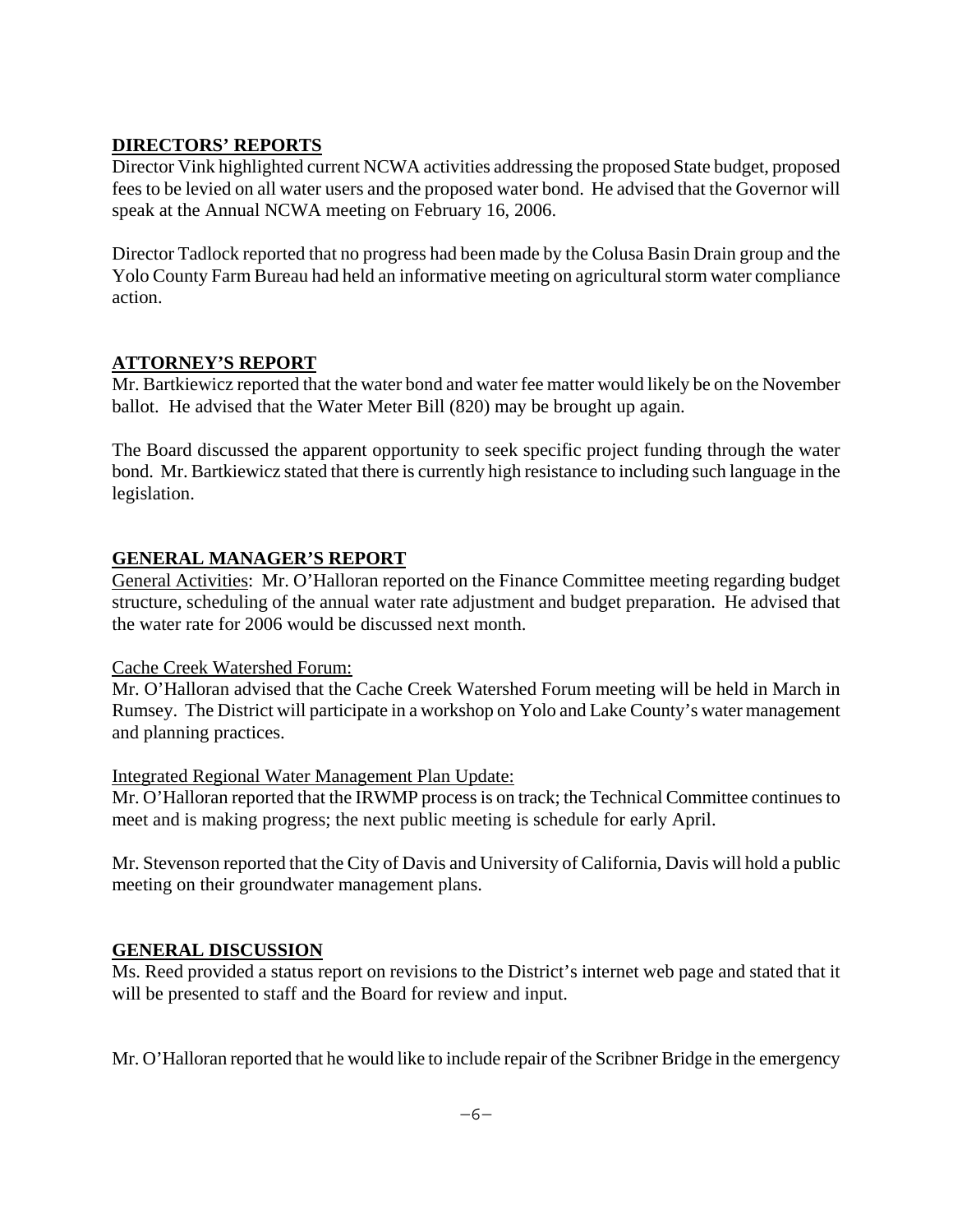## DIRECTORS' REPORTS

Director Vink highlighted current NCWA activities addressing the proposed State budget, proposed fees to be levied on all water users and the proposed water bond. He advised that the Governor will speak at the Annual NCWA meeting on February 16, 2006.

Director Tadlock reported that no progress had been made by the Colusa Basin Drain group and the Yolo County Farm Bureau had held an informative meeting on agricultural storm water compliance action.

## ATTORNEY'S REPORT

Mr. Bartkiewicz reported that the water bond and water fee matter would likely be on the November ballot. He advised that the Water Meter Bill (820) may be brought up again.

The Board discussed the apparent opportunity to seek specific project funding through the water bond. Mr. Bartkiewicz stated that there is currently high resistance to including such language in the legislation.

## GENERAL MANAGER'S REPORT

General Activities: Mr. O'Halloran reported on the Finance Committee meeting regarding budget structure, scheduling of the annual water rate adjustment and budget preparation. He advised that the water rate for 2006 would be discussed next month.

Cache Creek Watershed Forum:

Mr. O'Halloran advised that the Cache Creek Watershed Forum meeting will be held in March in Rumsey. The District will participate in a workshop on Yolo and Lake County's water management and planning practices.

Integrated Regional Water Management Plan Update:

Mr. O'Halloran reported that the IRWMP process is on track; the Technical Committee continues to meet and is making progress; the next public meeting is schedule for early April.

Mr. Stevenson reported that the City of Davis and University of California, Davis will hold a public meeting on their groundwater management plans.

## GENERAL DISCUSSION

Ms. Reed provided a status report on revisions to the District's internet web page and stated that it will be presented to staff and the Board for review and input.

Mr. O'Halloran reported that he would like to include repair of the Scribner Bridge in the emergency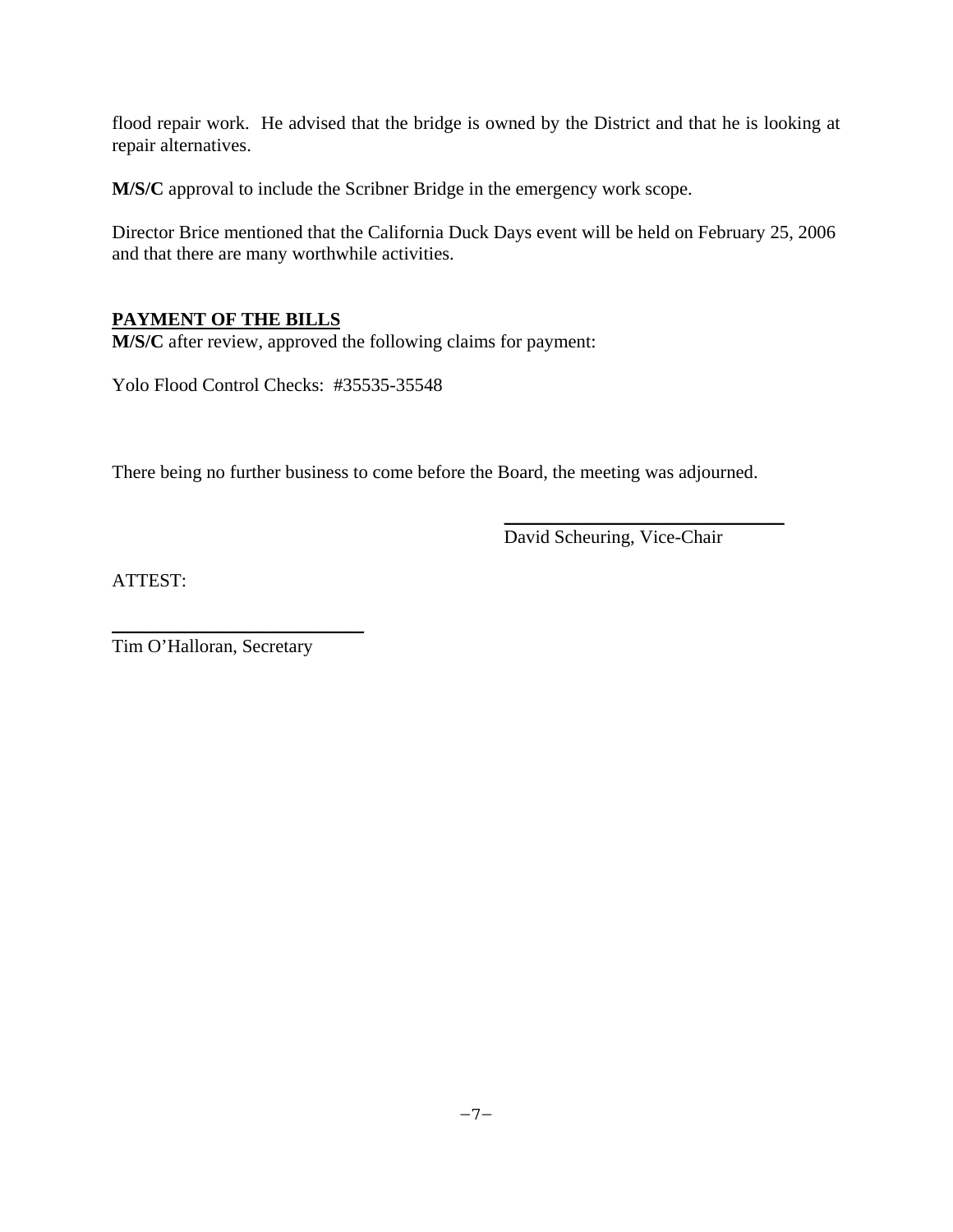flood repair work. He advised that the bridge is owned by the District and that he is looking at repair alternatives.

**M/S/C** approval to include the Scribner Bridge in the emergency work scope.

Director Brice mentioned that the California Duck Days event will be held on February 25, 2006 and that there are many worthwhile activities.

**PAYMENT OF THE BILLS**

**M/S/C** after review, approved the following claims for payment:

Yolo Flood Control Checks: #35535-35548

There being no further business to come before the Board, the meeting was adjourned.

\_\_\_\_\_\_\_\_\_\_\_\_\_\_\_\_\_\_\_\_\_\_\_\_\_\_\_\_\_\_
David Scheuring, Vice-Chair

ATTEST:

\_\_\_\_\_\_\_\_\_\_\_\_\_\_\_\_\_\_\_\_\_\_\_\_\_\_\_\_\_\_
Tim O'Halloran, Secretary